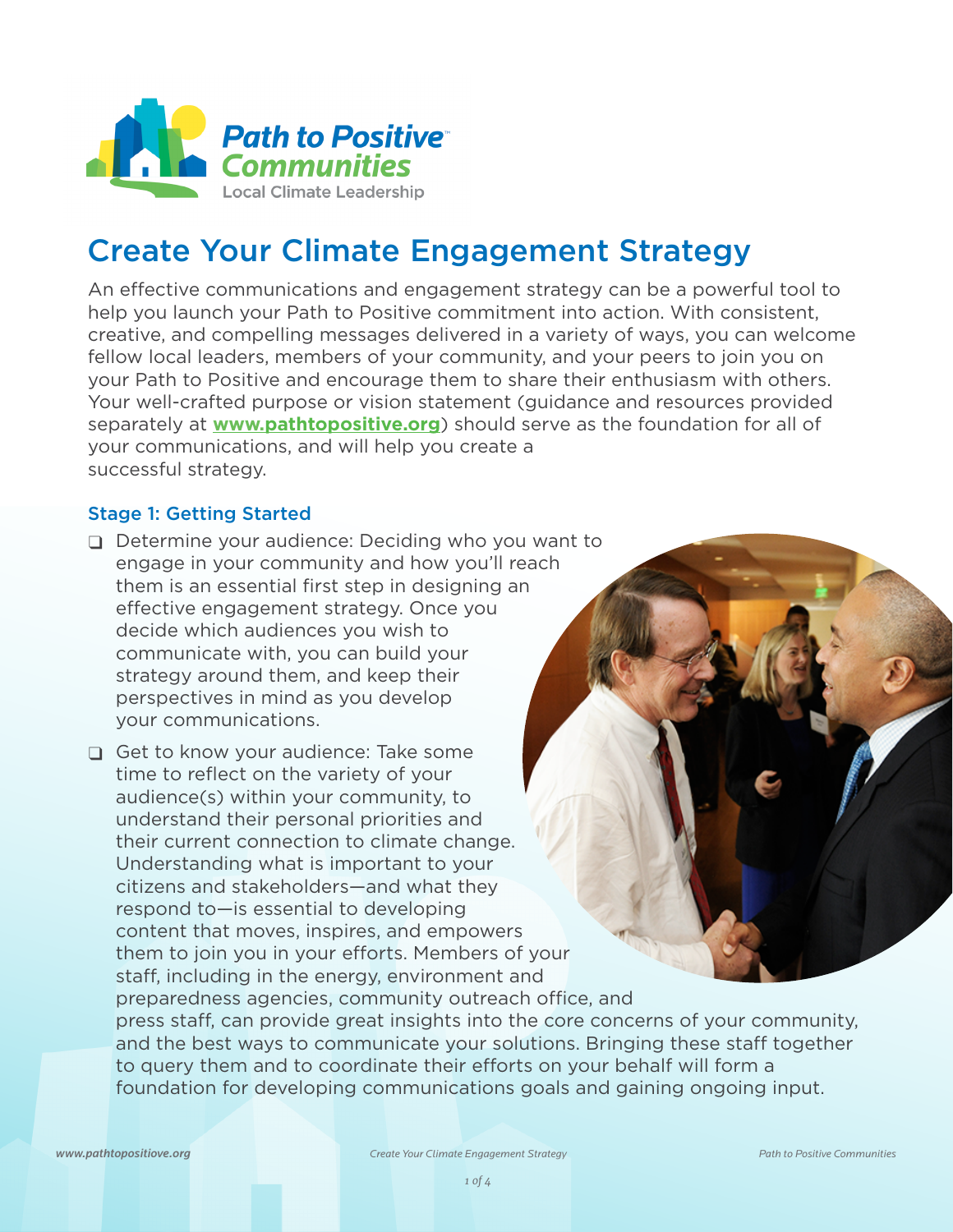# Create Your Climate Engagement Strategy

An effective communications and engagement strategy can be a powerful tool to help you launch your Path to Positive commitment into action. With consistent, creative, and compelling messages delivered in a variety of ways, you can welcome fellow local leaders, members of your community, and your peers to join you on your Path to Positive and encourage them to share their enthusiasm with others. Your well-crafted purpose or vision statement (guidance and resources provided separately at **www.pathtopositive.org**) should serve as the foundation for all of your communications, and will help you create a successful strategy.

### Stage 1: Getting Started

- Determine your audience: Deciding who you want to engage in your community and how you'll reach them is an essential first step in designing an effective engagement strategy. Once you decide which audiences you wish to communicate with, you can build your strategy around them, and keep their perspectives in mind as you develop your communications.
- Get to know your audience: Take some time to reflect on the variety of your audience(s) within your community, to understand their personal priorities and their current connection to climate change. Understanding what is important to your citizens and stakeholders—and what they respond to—is essential to developing content that moves, inspires, and empowers them to join you in your efforts. Members of your staff, including in the energy, environment and preparedness agencies, community outreach office, and press staff, can provide great insights into the core concerns of your community, and the best ways to communicate your solutions. Bringing these staff together to query them and to coordinate their efforts on your behalf will form a foundation for developing communications goals and gaining ongoing input.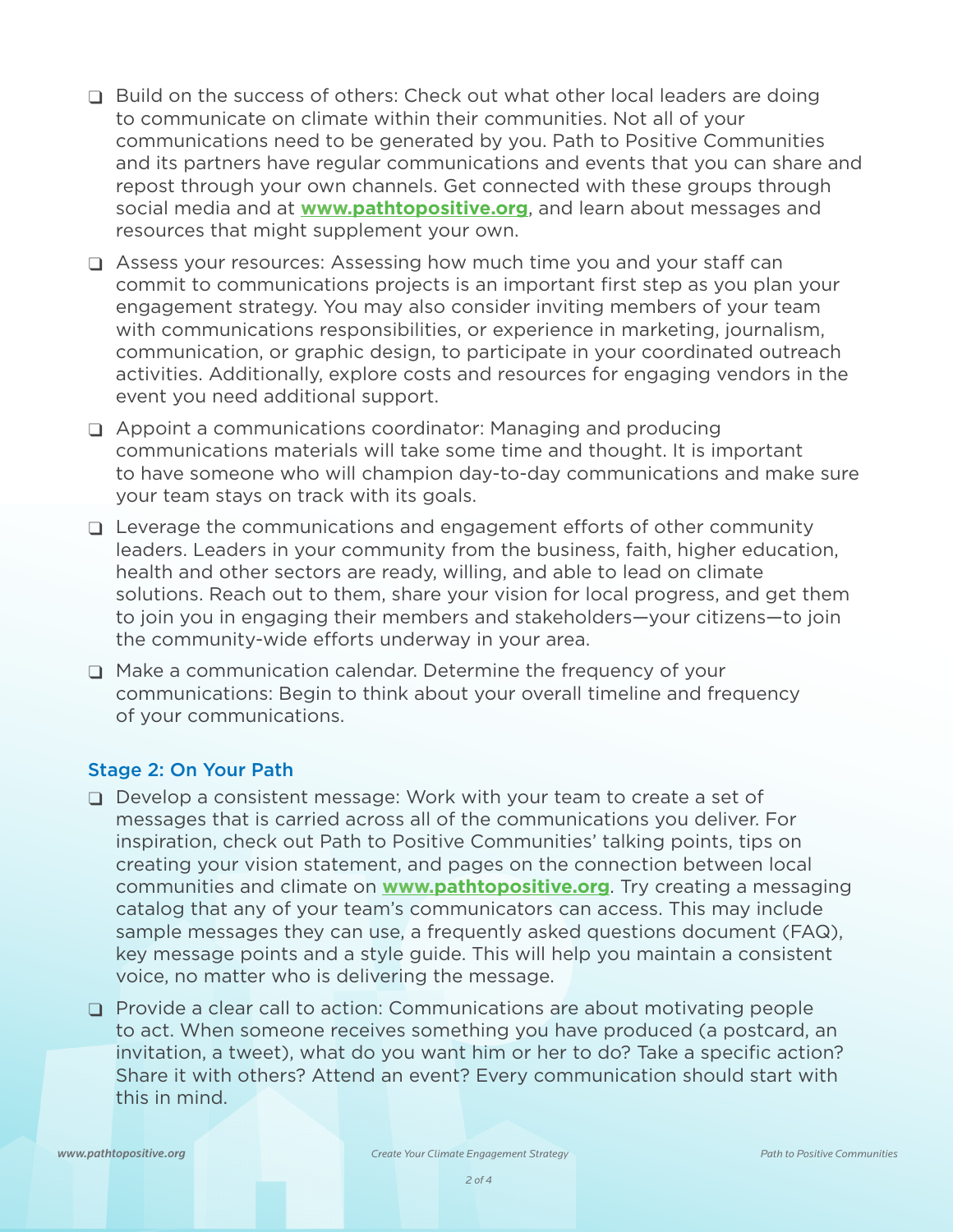- [ ] Build on the success of others: Check out what other local leaders are doing to communicate on climate within their communities. Not all of your communications need to be generated by you. Path to Positive Communities and its partners have regular communications and events that you can share and repost through your own channels. Get connected with these groups through social media and at **www.pathtopositive.org**, and learn about messages and resources that might supplement your own.
- [ ] Assess your resources: Assessing how much time you and your staff can commit to communications projects is an important first step as you plan your engagement strategy. You may also consider inviting members of your team with communications responsibilities, or experience in marketing, journalism, communication, or graphic design, to participate in your coordinated outreach activities. Additionally, explore costs and resources for engaging vendors in the event you need additional support.
- [ ] Appoint a communications coordinator: Managing and producing communications materials will take some time and thought. It is important to have someone who will champion day-to-day communications and make sure your team stays on track with its goals.
- [ ] Leverage the communications and engagement efforts of other community leaders. Leaders in your community from the business, faith, higher education, health and other sectors are ready, willing, and able to lead on climate solutions. Reach out to them, share your vision for local progress, and get them to join you in engaging their members and stakeholders—your citizens—to join the community-wide efforts underway in your area.
- [ ] Make a communication calendar. Determine the frequency of your communications: Begin to think about your overall timeline and frequency of your communications.

### Stage 2: On Your Path

- [ ] Develop a consistent message: Work with your team to create a set of messages that is carried across all of the communications you deliver. For inspiration, check out Path to Positive Communities' talking points, tips on creating your vision statement, and pages on the connection between local communities and climate on **www.pathtopositive.org**. Try creating a messaging catalog that any of your team's communicators can access. This may include sample messages they can use, a frequently asked questions document (FAQ), key message points and a style guide. This will help you maintain a consistent voice, no matter who is delivering the message.
- [ ] Provide a clear call to action: Communications are about motivating people to act. When someone receives something you have produced (a postcard, an invitation, a tweet), what do you want him or her to do? Take a specific action? Share it with others? Attend an event? Every communication should start with this in mind.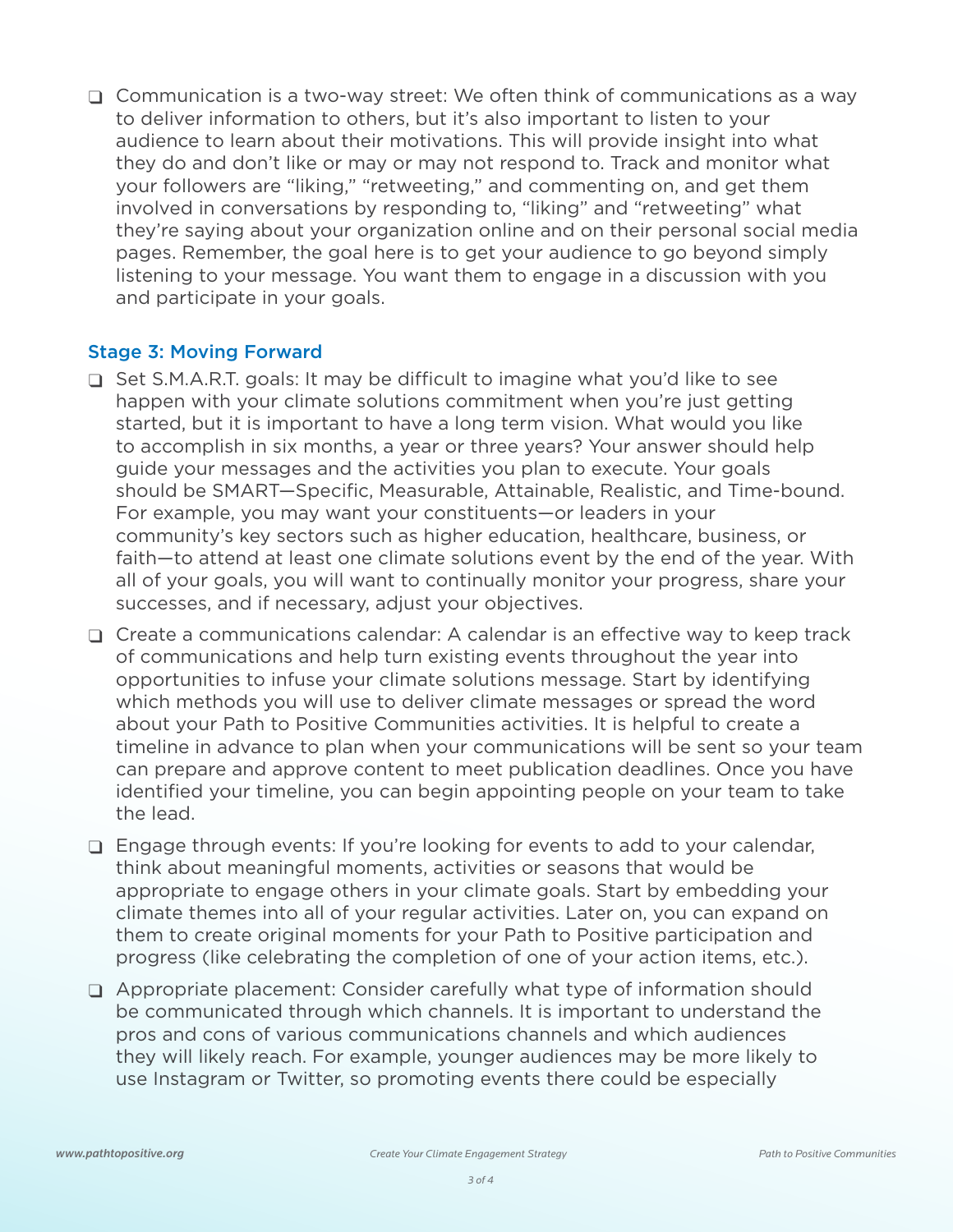- ❑ Communication is a two-way street: We often think of communications as a way to deliver information to others, but it's also important to listen to your audience to learn about their motivations. This will provide insight into what they do and don't like or may or may not respond to. Track and monitor what your followers are "liking," "retweeting," and commenting on, and get them involved in conversations by responding to, "liking" and "retweeting" what they're saying about your organization online and on their personal social media pages. Remember, the goal here is to get your audience to go beyond simply listening to your message. You want them to engage in a discussion with you and participate in your goals.

### Stage 3: Moving Forward

- ❑ Set S.M.A.R.T. goals: It may be difficult to imagine what you'd like to see happen with your climate solutions commitment when you're just getting started, but it is important to have a long term vision. What would you like to accomplish in six months, a year or three years? Your answer should help guide your messages and the activities you plan to execute. Your goals should be SMART—Specific, Measurable, Attainable, Realistic, and Time-bound. For example, you may want your constituents—or leaders in your community's key sectors such as higher education, healthcare, business, or faith—to attend at least one climate solutions event by the end of the year. With all of your goals, you will want to continually monitor your progress, share your successes, and if necessary, adjust your objectives.
- ❑ Create a communications calendar: A calendar is an effective way to keep track of communications and help turn existing events throughout the year into opportunities to infuse your climate solutions message. Start by identifying which methods you will use to deliver climate messages or spread the word about your Path to Positive Communities activities. It is helpful to create a timeline in advance to plan when your communications will be sent so your team can prepare and approve content to meet publication deadlines. Once you have identified your timeline, you can begin appointing people on your team to take the lead.
- ❑ Engage through events: If you're looking for events to add to your calendar, think about meaningful moments, activities or seasons that would be appropriate to engage others in your climate goals. Start by embedding your climate themes into all of your regular activities. Later on, you can expand on them to create original moments for your Path to Positive participation and progress (like celebrating the completion of one of your action items, etc.).
- ❑ Appropriate placement: Consider carefully what type of information should be communicated through which channels. It is important to understand the pros and cons of various communications channels and which audiences they will likely reach. For example, younger audiences may be more likely to use Instagram or Twitter, so promoting events there could be especially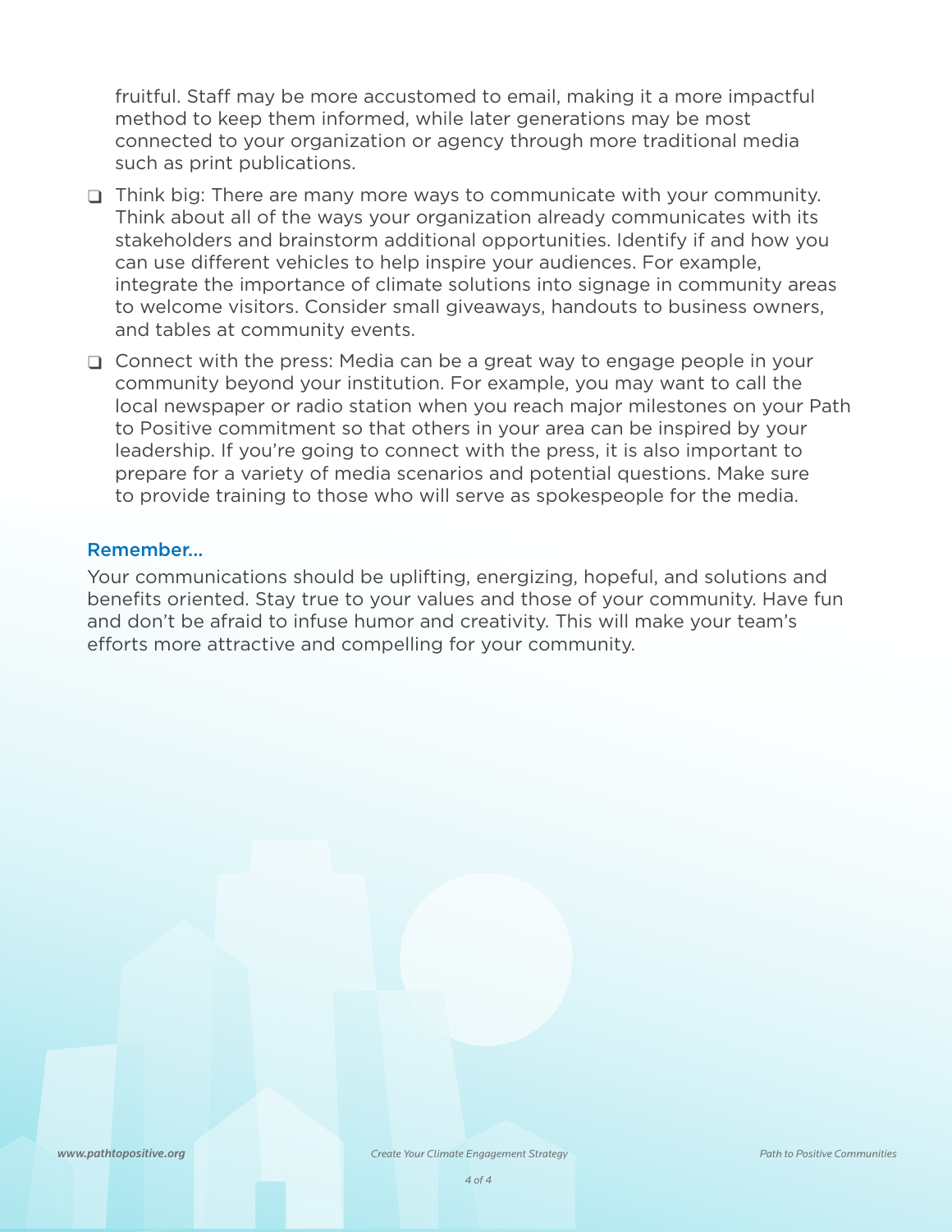fruitful. Staff may be more accustomed to email, making it a more impactful method to keep them informed, while later generations may be most connected to your organization or agency through more traditional media such as print publications.

- ❑ Think big: There are many more ways to communicate with your community. Think about all of the ways your organization already communicates with its stakeholders and brainstorm additional opportunities. Identify if and how you can use different vehicles to help inspire your audiences. For example, integrate the importance of climate solutions into signage in community areas to welcome visitors. Consider small giveaways, handouts to business owners, and tables at community events.
- ❑ Connect with the press: Media can be a great way to engage people in your community beyond your institution. For example, you may want to call the local newspaper or radio station when you reach major milestones on your Path to Positive commitment so that others in your area can be inspired by your leadership. If you're going to connect with the press, it is also important to prepare for a variety of media scenarios and potential questions. Make sure to provide training to those who will serve as spokespeople for the media.

### Remember...

Your communications should be uplifting, energizing, hopeful, and solutions and benefits oriented. Stay true to your values and those of your community. Have fun and don't be afraid to infuse humor and creativity. This will make your team's efforts more attractive and compelling for your community.